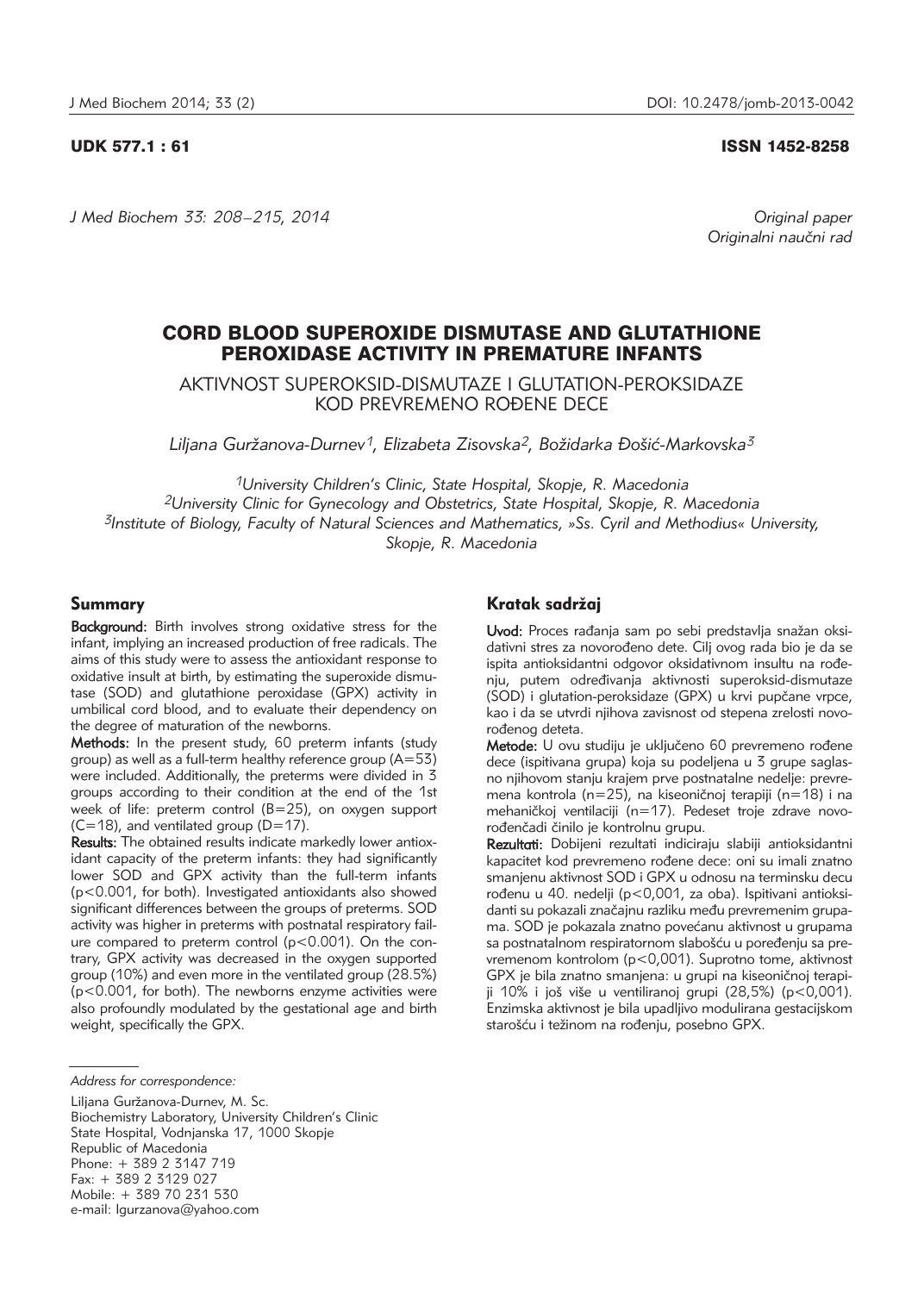UDK 577.1 : 61

ISSN 1452-8258

*Original paper*
*Originalni naučni rad*

# CORD BLOOD SUPEROXIDE DISMUTASE AND GLUTATHIONE PEROXIDASE ACTIVITY IN PREMATURE INFANTS

## AKTIVNOST SUPEROKSID-DISMUTAZE I GLUTATION-PEROKSIDAZE KOD PREVREMENO ROĐENE DECE

*Liljana Guržanova-Durnev[1], Elizabeta Zisovska[2], Božidarka Đošić-Markovska[3]*

[1]*University Children's Clinic, State Hospital, Skopje, R. Macedonia*
[2]*University Clinic for Gynecology and Obstetrics, State Hospital, Skopje, R. Macedonia*
[3]*Institute of Biology, Faculty of Natural Sciences and Mathematics, »Ss. Cyril and Methodius« University, Skopje, R. Macedonia*

### Summary

**Background:** Birth involves strong oxidative stress for the infant, implying an increased production of free radicals. The aims of this study were to assess the antioxidant response to oxidative insult at birth, by estimating the superoxide dismutase (SOD) and glutathione peroxidase (GPX) activity in umbilical cord blood, and to evaluate their dependency on the degree of maturation of the newborns.

**Methods:** In the present study, 60 preterm infants (study group) as well as a full-term healthy reference group (A=53) were included. Additionally, the preterms were divided in 3 groups according to their condition at the end of the 1st week of life: preterm control (B=25), on oxygen support (C=18), and ventilated group (D=17).

**Results:** The obtained results indicate markedly lower antioxidant capacity of the preterm infants: they had significantly lower SOD and GPX activity than the full-term infants ($p<0.001$, for both). Investigated antioxidants also showed significant differences between the groups of preterms. SOD activity was higher in preterms with postnatal respiratory failure compared to preterm control ($p<0.001$). On the contrary, GPX activity was decreased in the oxygen supported group (10%) and even more in the ventilated group (28.5%) ($p<0.001$, for both). The newborns enzyme activities were also profoundly modulated by the gestational age and birth weight, specifically the GPX.

### Kratak sadržaj

**Uvod:** Proces rađanja sam po sebi predstavlja snažan oksidativni stres za novorođeno dete. Cilj ovog rada bio je da se ispita antioksidantni odgovor oksidativnom insultu na rođenju, putem određivanja aktivnosti superoksid-dismutaze (SOD) i glutation-peroksidaze (GPX) u krvi pupčane vrpce, kao i da se utvrdi njihova zavisnost od stepena zrelosti novorođenog deteta.

**Metode:** U ovu studiju je uključeno 60 prevremeno rođene dece (ispitivana grupa) koja su podeljena u 3 grupe saglasno njihovom stanju krajem prve postnatalne nedelje: prevremena kontrola (n=25), na kiseoničnoj terapiji (n=18) i na mehaničkoj ventilaciji (n=17). Pedeset troje zdrave novorođenčadi činilo je kontrolnu grupu.

**Rezultati:** Dobijeni rezultati indiciraju slabiji antioksidantni kapacitet kod prevremeno rođene dece: oni su imali znatno smanjenu aktivnost SOD i GPX u odnosu na terminsku decu rođenu u 40. nedelji ($p<0,001$, za oba). Ispitivani antioksidanti su pokazali značajnu razliku među prevremenim grupama. SOD je pokazala znatno povećanu aktivnost u grupama sa postnatalnom respiratornom slabošću u poređenju sa prevremenom kontrolom ($p<0,001$). Suprotno tome, aktivnost GPX je bila znatno smanjena: u grupi na kiseoničnoj terapiji 10% i još više u ventiliranoj grupi (28,5%) ($p<0,001$). Enzimska aktivnost je bila upadljivo modulirana gestacijskom starošću i težinom na rođenju, posebno GPX.

---

*Address for correspondence:*

Liljana Guržanova-Durnev, M. Sc.
Biochemistry Laboratory, University Children's Clinic
State Hospital, Vodnjanska 17, 1000 Skopje
Republic of Macedonia
Phone: + 389 2 3147 719
Fax: + 389 2 3129 027
Mobile: + 389 70 231 530
e-mail: lgurzanova@yahoo.com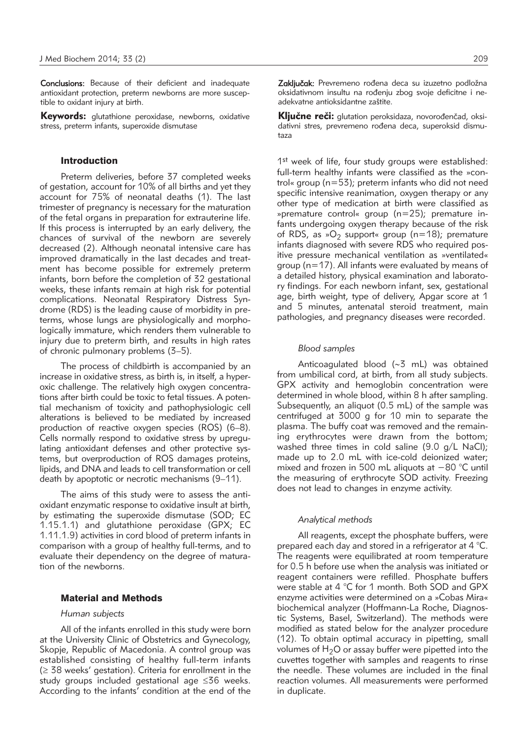**Conclusions:** Because of their deficient and inadequate antioxidant protection, preterm newborns are more susceptible to oxidant injury at birth.

**Keywords:** glutathione peroxidase, newborns, oxidative stress, preterm infants, superoxide dismutase

**Zaključak:** Prevremeno rođena deca su izuzetno podložna oksidativnom insultu na rođenju zbog svoje deficitne i neadekvatne antioksidantne zaštite.

**Ključne reči:** glutation peroksidaza, novorođenčad, oksidativni stres, prevremeno rođena deca, superoksid dismutaza

## Introduction

Preterm deliveries, before 37 completed weeks of gestation, account for 10% of all births and yet they account for 75% of neonatal deaths (1). The last trimester of pregnancy is necessary for the maturation of the fetal organs in preparation for extrauterine life. If this process is interrupted by an early delivery, the chances of survival of the newborn are severely decreased (2). Although neonatal intensive care has improved dramatically in the last decades and treatment has become possible for extremely preterm infants, born before the completion of 32 gestational weeks, these infants remain at high risk for potential complications. Neonatal Respiratory Distress Syndrome (RDS) is the leading cause of morbidity in preterms, whose lungs are physiologically and morphologically immature, which renders them vulnerable to injury due to preterm birth, and results in high rates of chronic pulmonary problems (3–5).

The process of childbirth is accompanied by an increase in oxidative stress, as birth is, in itself, a hyperoxic challenge. The relatively high oxygen concentrations after birth could be toxic to fetal tissues. A potential mechanism of toxicity and pathophysiologic cell alterations is believed to be mediated by increased production of reactive oxygen species (ROS) (6–8). Cells normally respond to oxidative stress by upregulating antioxidant defenses and other protective systems, but overproduction of ROS damages proteins, lipids, and DNA and leads to cell transformation or cell death by apoptotic or necrotic mechanisms (9–11).

The aims of this study were to assess the antioxidant enzymatic response to oxidative insult at birth, by estimating the superoxide dismutase (SOD; EC 1.15.1.1) and glutathione peroxidase (GPX; EC 1.11.1.9) activities in cord blood of preterm infants in comparison with a group of healthy full-terms, and to evaluate their dependency on the degree of maturation of the newborns.

## Material and Methods

### *Human subjects*

All of the infants enrolled in this study were born at the University Clinic of Obstetrics and Gynecology, Skopje, Republic of Macedonia. A control group was established consisting of healthy full-term infants (≥ 38 weeks' gestation). Criteria for enrollment in the study groups included gestational age ≤36 weeks. According to the infants' condition at the end of the 1st week of life, four study groups were established: full-term healthy infants were classified as the »control« group (n=53); preterm infants who did not need specific intensive reanimation, oxygen therapy or any other type of medication at birth were classified as »premature control« group (n=25); premature infants undergoing oxygen therapy because of the risk of RDS, as »$O_2$ support« group (n=18); premature infants diagnosed with severe RDS who required positive pressure mechanical ventilation as »ventilated« group (n=17). All infants were evaluated by means of a detailed history, physical examination and laboratory findings. For each newborn infant, sex, gestational age, birth weight, type of delivery, Apgar score at 1 and 5 minutes, antenatal steroid treatment, main pathologies, and pregnancy diseases were recorded.

### *Blood samples*

Anticoagulated blood (~3 mL) was obtained from umbilical cord, at birth, from all study subjects. GPX activity and hemoglobin concentration were determined in whole blood, within 8 h after sampling. Subsequently, an aliquot (0.5 mL) of the sample was centrifuged at 3000 g for 10 min to separate the plasma. The buffy coat was removed and the remaining erythrocytes were drawn from the bottom; washed three times in cold saline (9.0 g/L NaCl); made up to 2.0 mL with ice-cold deionized water; mixed and frozen in 500 mL aliquots at −80 °C until the measuring of erythrocyte SOD activity. Freezing does not lead to changes in enzyme activity.

### *Analytical methods*

All reagents, except the phosphate buffers, were prepared each day and stored in a refrigerator at 4 °C. The reagents were equilibrated at room temperature for 0.5 h before use when the analysis was initiated or reagent containers were refilled. Phosphate buffers were stable at 4 °C for 1 month. Both SOD and GPX enzyme activities were determined on a »Cobas Mira« biochemical analyzer (Hoffmann-La Roche, Diagnostic Systems, Basel, Switzerland). The methods were modified as stated below for the analyzer procedure (12). To obtain optimal accuracy in pipetting, small volumes of $H_2O$ or assay buffer were pipetted into the cuvettes together with samples and reagents to rinse the needle. These volumes are included in the final reaction volumes. All measurements were performed in duplicate.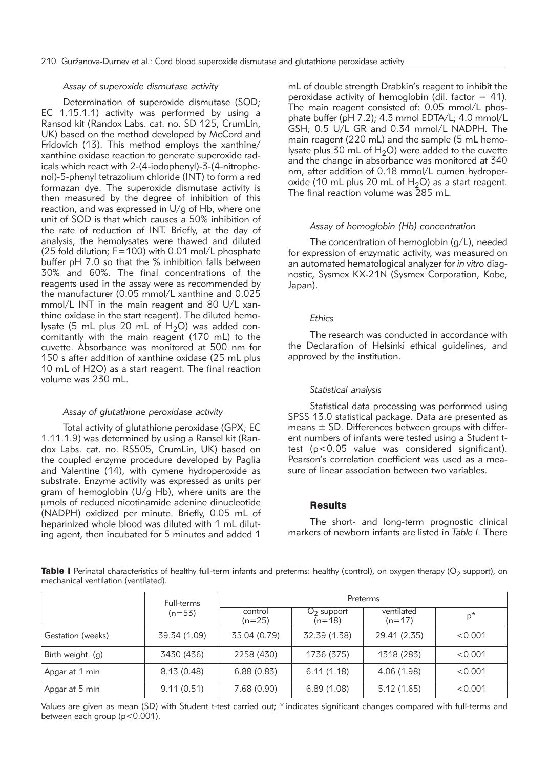### *Assay of superoxide dismutase activity*

Determination of superoxide dismutase (SOD; EC 1.15.1.1) activity was performed by using a Ransod kit (Randox Labs. cat. no. SD 125, CrumLin, UK) based on the method developed by McCord and Fridovich (13). This method employs the xanthine/xanthine oxidase reaction to generate superoxide radicals which react with 2-(4-iodophenyl)-3-(4-nitrophenol)-5-phenyl tetrazolium chloride (INT) to form a red formazan dye. The superoxide dismutase activity is then measured by the degree of inhibition of this reaction, and was expressed in U/g of Hb, where one unit of SOD is that which causes a 50% inhibition of the rate of reduction of INT. Briefly, at the day of analysis, the hemolysates were thawed and diluted (25 fold dilution; F=100) with 0.01 mol/L phosphate buffer pH 7.0 so that the % inhibition falls between 30% and 60%. The final concentrations of the reagents used in the assay were as recommended by the manufacturer (0.05 mmol/L xanthine and 0.025 mmol/L INT in the main reagent and 80 U/L xanthine oxidase in the start reagent). The diluted hemolysate (5 mL plus 20 mL of $H_2O$) was added concomitantly with the main reagent (170 mL) to the cuvette. Absorbance was monitored at 500 nm for 150 s after addition of xanthine oxidase (25 mL plus 10 mL of H2O) as a start reagent. The final reaction volume was 230 mL.

### *Assay of glutathione peroxidase activity*

Total activity of glutathione peroxidase (GPX; EC 1.11.1.9) was determined by using a Ransel kit (Randox Labs. cat. no. RS505, CrumLin, UK) based on the coupled enzyme procedure developed by Paglia and Valentine (14), with cymene hydroperoxide as substrate. Enzyme activity was expressed as units per gram of hemoglobin (U/g Hb), where units are the μmols of reduced nicotinamide adenine dinucleotide (NADPH) oxidized per minute. Briefly, 0.05 mL of heparinized whole blood was diluted with 1 mL diluting agent, then incubated for 5 minutes and added 1 mL of double strength Drabkin's reagent to inhibit the peroxidase activity of hemoglobin (dil. factor = 41). The main reagent consisted of: 0.05 mmol/L phosphate buffer (pH 7.2); 4.3 mmol EDTA/L; 4.0 mmol/L GSH; 0.5 U/L GR and 0.34 mmol/L NADPH. The main reagent (220 mL) and the sample (5 mL hemolysate plus 30 mL of $H_2O$) were added to the cuvette and the change in absorbance was monitored at 340 nm, after addition of 0.18 mmol/L cumen hydroperoxide (10 mL plus 20 mL of $H_2O$) as a start reagent. The final reaction volume was 285 mL.

### *Assay of hemoglobin (Hb) concentration*

The concentration of hemoglobin (g/L), needed for expression of enzymatic activity, was measured on an automated hematological analyzer for *in vitro* diagnostic, Sysmex KX-21N (Sysmex Corporation, Kobe, Japan).

### *Ethics*

The research was conducted in accordance with the Declaration of Helsinki ethical guidelines, and approved by the institution.

### *Statistical analysis*

Statistical data processing was performed using SPSS 13.0 statistical package. Data are presented as means ± SD. Differences between groups with different numbers of infants were tested using a Student t-test ($p<0.05$ value was considered significant). Pearson's correlation coefficient was used as a measure of linear association between two variables.

## Results

The short- and long-term prognostic clinical markers of newborn infants are listed in *Table I*. There

**Table I** Perinatal characteristics of healthy full-term infants and preterms: healthy (control), on oxygen therapy ($O_2$ support), on mechanical ventilation (ventilated).

| | Full-terms (n=53) | Preterms | | | |
|---|---|---|---|---|---|
| | | control (n=25) | $O_2$ support (n=18) | ventilated (n=17) | p* |
| Gestation (weeks) | 39.34 (1.09) | 35.04 (0.79) | 32.39 (1.38) | 29.41 (2.35) | <0.001 |
| Birth weight (g) | 3430 (436) | 2258 (430) | 1736 (375) | 1318 (283) | <0.001 |
| Apgar at 1 min | 8.13 (0.48) | 6.88 (0.83) | 6.11 (1.18) | 4.06 (1.98) | <0.001 |
| Apgar at 5 min | 9.11 (0.51) | 7.68 (0.90) | 6.89 (1.08) | 5.12 (1.65) | <0.001 |

Values are given as mean (SD) with Student t-test carried out; * indicates significant changes compared with full-terms and between each group ($p<0.001$).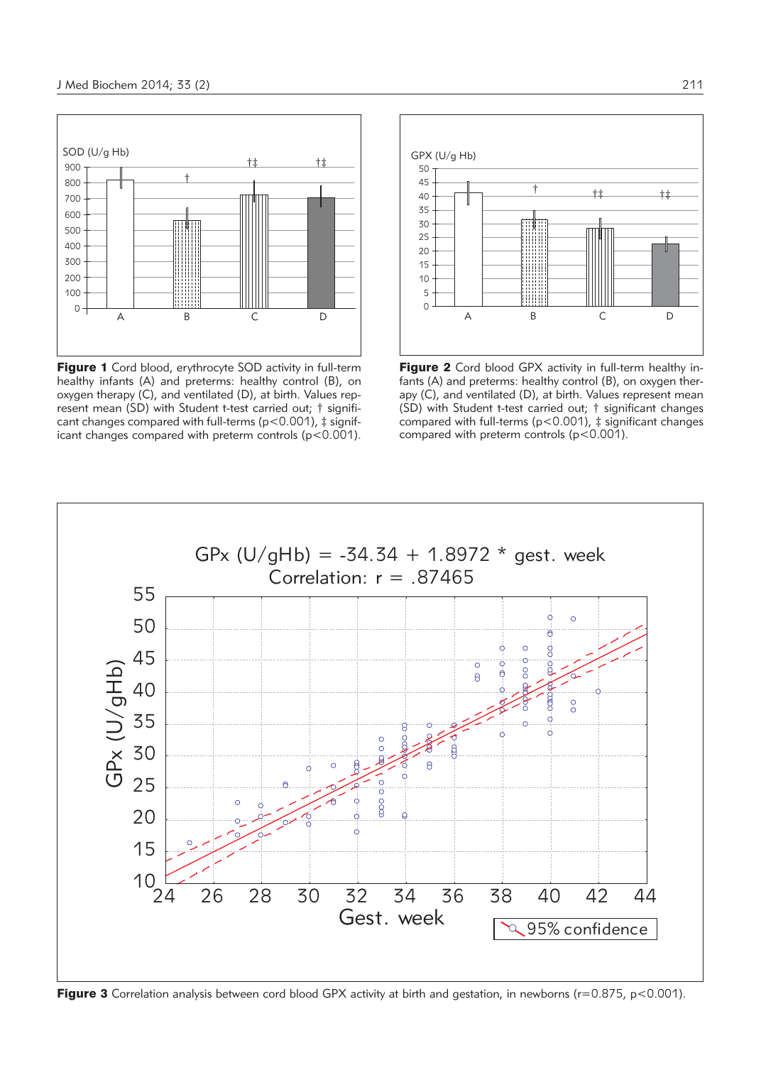**Figure 1** Cord blood, erythrocyte SOD activity in full-term healthy infants (A) and preterms: healthy control (B), on oxygen therapy (C), and ventilated (D), at birth. Values represent mean (SD) with Student t-test carried out; † significant changes compared with full-terms ($p<0.001$), ‡ significant changes compared with preterm controls ($p<0.001$).

**Figure 2** Cord blood GPX activity in full-term healthy infants (A) and preterms: healthy control (B), on oxygen therapy (C), and ventilated (D), at birth. Values represent mean (SD) with Student t-test carried out; † significant changes compared with full-terms ($p<0.001$), ‡ significant changes compared with preterm controls ($p<0.001$).

**Figure 3** Correlation analysis between cord blood GPX activity at birth and gestation, in newborns ($r=0.875$, $p<0.001$).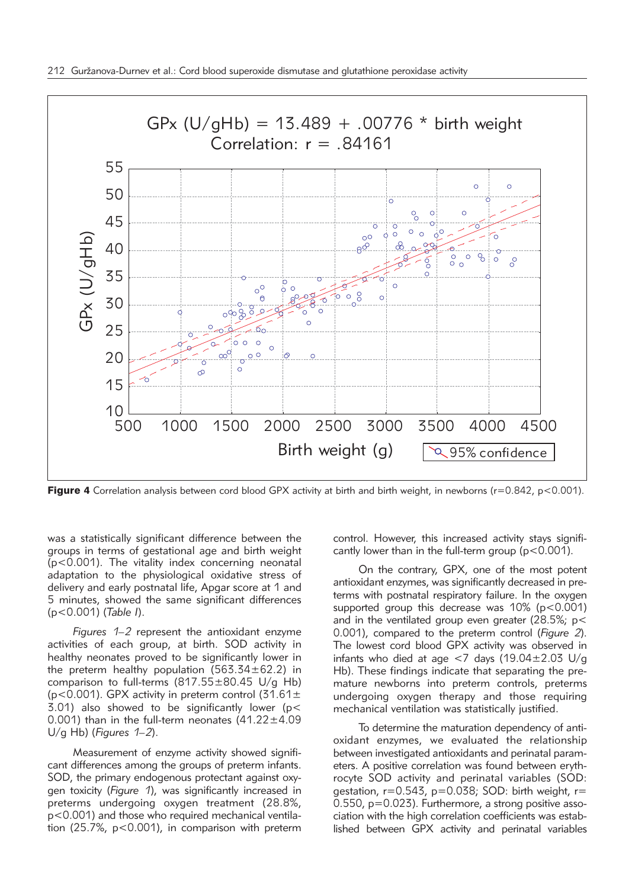**Figure 4** Correlation analysis between cord blood GPX activity at birth and birth weight, in newborns (r=0.842, p<0.001).

was a statistically significant difference between the groups in terms of gestational age and birth weight ($p<0.001$). The vitality index concerning neonatal adaptation to the physiological oxidative stress of delivery and early postnatal life, Apgar score at 1 and 5 minutes, showed the same significant differences ($p<0.001$) (*Table I*).

*Figures 1–2* represent the antioxidant enzyme activities of each group, at birth. SOD activity in healthy neonates proved to be significantly lower in the preterm healthy population (563.34±62.2) in comparison to full-terms (817.55±80.45 U/g Hb) ($p<0.001$). GPX activity in preterm control (31.61±3.01) also showed to be significantly lower ($p<0.001$) than in the full-term neonates (41.22±4.09 U/g Hb) (*Figures 1–2*).

Measurement of enzyme activity showed significant differences among the groups of preterm infants. SOD, the primary endogenous protectant against oxygen toxicity (*Figure 1*), was significantly increased in preterms undergoing oxygen treatment (28.8%, $p<0.001$) and those who required mechanical ventilation (25.7%, $p<0.001$), in comparison with preterm control. However, this increased activity stays significantly lower than in the full-term group ($p<0.001$).

On the contrary, GPX, one of the most potent antioxidant enzymes, was significantly decreased in preterms with postnatal respiratory failure. In the oxygen supported group this decrease was 10% ($p<0.001$) and in the ventilated group even greater (28.5%; $p<0.001$), compared to the preterm control (*Figure 2*). The lowest cord blood GPX activity was observed in infants who died at age <7 days (19.04±2.03 U/g Hb). These findings indicate that separating the premature newborns into preterm controls, preterms undergoing oxygen therapy and those requiring mechanical ventilation was statistically justified.

To determine the maturation dependency of antioxidant enzymes, we evaluated the relationship between investigated antioxidants and perinatal parameters. A positive correlation was found between erythrocyte SOD activity and perinatal variables (SOD: gestation, $r=0.543$, $p=0.038$; SOD: birth weight, $r=0.550$, $p=0.023$). Furthermore, a strong positive association with the high correlation coefficients was established between GPX activity and perinatal variables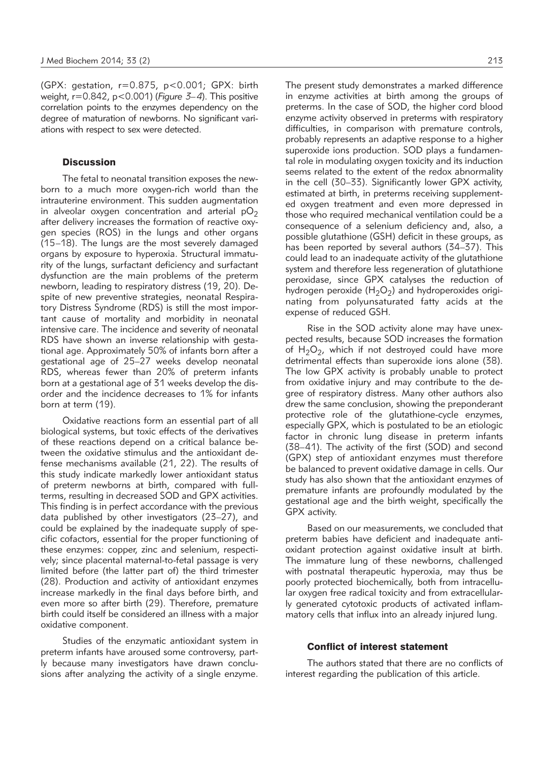(GPX: gestation, r=0.875, $p<0.001$; GPX: birth weight, r=0.842, $p<0.001$) (*Figure 3–4*). This positive correlation points to the enzymes dependency on the degree of maturation of newborns. No significant variations with respect to sex were detected.

## Discussion

The fetal to neonatal transition exposes the newborn to a much more oxygen-rich world than the intrauterine environment. This sudden augmentation in alveolar oxygen concentration and arterial $pO_2$ after delivery increases the formation of reactive oxygen species (ROS) in the lungs and other organs (15–18). The lungs are the most severely damaged organs by exposure to hyperoxia. Structural immaturity of the lungs, surfactant deficiency and surfactant dysfunction are the main problems of the preterm newborn, leading to respiratory distress (19, 20). Despite of new preventive strategies, neonatal Respiratory Distress Syndrome (RDS) is still the most important cause of mortality and morbidity in neonatal intensive care. The incidence and severity of neonatal RDS have shown an inverse relationship with gestational age. Approximately 50% of infants born after a gestational age of 25–27 weeks develop neonatal RDS, whereas fewer than 20% of preterm infants born at a gestational age of 31 weeks develop the disorder and the incidence decreases to 1% for infants born at term (19).

Oxidative reactions form an essential part of all biological systems, but toxic effects of the derivatives of these reactions depend on a critical balance between the oxidative stimulus and the antioxidant defense mechanisms available (21, 22). The results of this study indicate markedly lower antioxidant status of preterm newborns at birth, compared with fullterms, resulting in decreased SOD and GPX activities. This finding is in perfect accordance with the previous data published by other investigators (23–27), and could be explained by the inadequate supply of specific cofactors, essential for the proper functioning of these enzymes: copper, zinc and selenium, respectively; since placental maternal-to-fetal passage is very limited before (the latter part of) the third trimester (28). Production and activity of antioxidant enzymes increase markedly in the final days before birth, and even more so after birth (29). Therefore, premature birth could itself be considered an illness with a major oxidative component.

Studies of the enzymatic antioxidant system in preterm infants have aroused some controversy, partly because many investigators have drawn conclusions after analyzing the activity of a single enzyme. The present study demonstrates a marked difference in enzyme activities at birth among the groups of preterms. In the case of SOD, the higher cord blood enzyme activity observed in preterms with respiratory difficulties, in comparison with premature controls, probably represents an adaptive response to a higher superoxide ions production. SOD plays a fundamental role in modulating oxygen toxicity and its induction seems related to the extent of the redox abnormality in the cell (30–33). Significantly lower GPX activity, estimated at birth, in preterms receiving supplemented oxygen treatment and even more depressed in those who required mechanical ventilation could be a consequence of a selenium deficiency and, also, a possible glutathione (GSH) deficit in these groups, as has been reported by several authors (34–37). This could lead to an inadequate activity of the glutathione system and therefore less regeneration of glutathione peroxidase, since GPX catalyses the reduction of hydrogen peroxide ($H_2O_2$) and hydroperoxides originating from polyunsaturated fatty acids at the expense of reduced GSH.

Rise in the SOD activity alone may have unexpected results, because SOD increases the formation of $H_2O_2$, which if not destroyed could have more detrimental effects than superoxide ions alone (38). The low GPX activity is probably unable to protect from oxidative injury and may contribute to the degree of respiratory distress. Many other authors also drew the same conclusion, showing the preponderant protective role of the glutathione-cycle enzymes, especially GPX, which is postulated to be an etiologic factor in chronic lung disease in preterm infants (38–41). The activity of the first (SOD) and second (GPX) step of antioxidant enzymes must therefore be balanced to prevent oxidative damage in cells. Our study has also shown that the antioxidant enzymes of premature infants are profoundly modulated by the gestational age and the birth weight, specifically the GPX activity.

Based on our measurements, we concluded that preterm babies have deficient and inadequate antioxidant protection against oxidative insult at birth. The immature lung of these newborns, challenged with postnatal therapeutic hyperoxia, may thus be poorly protected biochemically, both from intracellular oxygen free radical toxicity and from extracellularly generated cytotoxic products of activated inflammatory cells that influx into an already injured lung.

### Conflict of interest statement

The authors stated that there are no conflicts of interest regarding the publication of this article.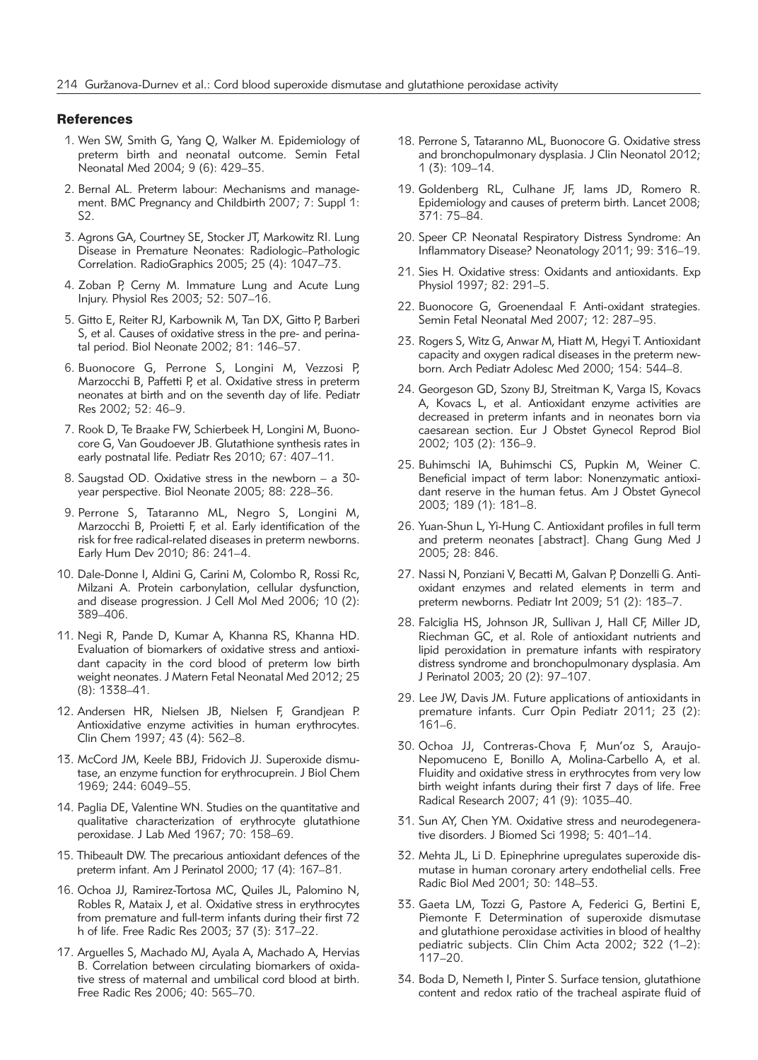## References

1. Wen SW, Smith G, Yang Q, Walker M. Epidemiology of preterm birth and neonatal outcome. Semin Fetal Neonatal Med 2004; 9 (6): 429–35.
2. Bernal AL. Preterm labour: Mechanisms and management. BMC Pregnancy and Childbirth 2007; 7: Suppl 1: S2.
3. Agrons GA, Courtney SE, Stocker JT, Markowitz RI. Lung Disease in Premature Neonates: Radiologic–Pathologic Correlation. RadioGraphics 2005; 25 (4): 1047–73.
4. Zoban P, Cerny M. Immature Lung and Acute Lung Injury. Physiol Res 2003; 52: 507–16.
5. Gitto E, Reiter RJ, Karbownik M, Tan DX, Gitto P, Barberi S, et al. Causes of oxidative stress in the pre- and perinatal period. Biol Neonate 2002; 81: 146–57.
6. Buonocore G, Perrone S, Longini M, Vezzosi P, Marzocchi B, Paffetti P, et al. Oxidative stress in preterm neonates at birth and on the seventh day of life. Pediatr Res 2002; 52: 46–9.
7. Rook D, Te Braake FW, Schierbeek H, Longini M, Buonocore G, Van Goudoever JB. Glutathione synthesis rates in early postnatal life. Pediatr Res 2010; 67: 407–11.
8. Saugstad OD. Oxidative stress in the newborn – a 30-year perspective. Biol Neonate 2005; 88: 228–36.
9. Perrone S, Tataranno ML, Negro S, Longini M, Marzocchi B, Proietti F, et al. Early identification of the risk for free radical-related diseases in preterm newborns. Early Hum Dev 2010; 86: 241–4.
10. Dale-Donne I, Aldini G, Carini M, Colombo R, Rossi Rc, Milzani A. Protein carbonylation, cellular dysfunction, and disease progression. J Cell Mol Med 2006; 10 (2): 389–406.
11. Negi R, Pande D, Kumar A, Khanna RS, Khanna HD. Evaluation of biomarkers of oxidative stress and antioxidant capacity in the cord blood of preterm low birth weight neonates. J Matern Fetal Neonatal Med 2012; 25 (8): 1338–41.
12. Andersen HR, Nielsen JB, Nielsen F, Grandjean P. Antioxidative enzyme activities in human erythrocytes. Clin Chem 1997; 43 (4): 562–8.
13. McCord JM, Keele BBJ, Fridovich JJ. Superoxide dismutase, an enzyme function for erythrocuprein. J Biol Chem 1969; 244: 6049–55.
14. Paglia DE, Valentine WN. Studies on the quantitative and qualitative characterization of erythrocyte glutathione peroxidase. J Lab Med 1967; 70: 158–69.
15. Thibeault DW. The precarious antioxidant defences of the preterm infant. Am J Perinatol 2000; 17 (4): 167–81.
16. Ochoa JJ, Ramirez-Tortosa MC, Quiles JL, Palomino N, Robles R, Mataix J, et al. Oxidative stress in erythrocytes from premature and full-term infants during their first 72 h of life. Free Radic Res 2003; 37 (3): 317–22.
17. Arguelles S, Machado MJ, Ayala A, Machado A, Hervias B. Correlation between circulating biomarkers of oxidative stress of maternal and umbilical cord blood at birth. Free Radic Res 2006; 40: 565–70.
18. Perrone S, Tataranno ML, Buonocore G. Oxidative stress and bronchopulmonary dysplasia. J Clin Neonatol 2012; 1 (3): 109–14.
19. Goldenberg RL, Culhane JF, Iams JD, Romero R. Epidemiology and causes of preterm birth. Lancet 2008; 371: 75–84.
20. Speer CP. Neonatal Respiratory Distress Syndrome: An Inflammatory Disease? Neonatology 2011; 99: 316–19.
21. Sies H. Oxidative stress: Oxidants and antioxidants. Exp Physiol 1997; 82: 291–5.
22. Buonocore G, Groenendaal F. Anti-oxidant strategies. Semin Fetal Neonatal Med 2007; 12: 287–95.
23. Rogers S, Witz G, Anwar M, Hiatt M, Hegyi T. Antioxidant capacity and oxygen radical diseases in the preterm newborn. Arch Pediatr Adolesc Med 2000; 154: 544–8.
24. Georgeson GD, Szony BJ, Streitman K, Varga IS, Kovacs A, Kovacs L, et al. Antioxidant enzyme activities are decreased in preterm infants and in neonates born via caesarean section. Eur J Obstet Gynecol Reprod Biol 2002; 103 (2): 136–9.
25. Buhimschi IA, Buhimschi CS, Pupkin M, Weiner C. Beneficial impact of term labor: Nonenzymatic antioxidant reserve in the human fetus. Am J Obstet Gynecol 2003; 189 (1): 181–8.
26. Yuan-Shun L, Yi-Hung C. Antioxidant profiles in full term and preterm neonates [abstract]. Chang Gung Med J 2005; 28: 846.
27. Nassi N, Ponziani V, Becatti M, Galvan P, Donzelli G. Antioxidant enzymes and related elements in term and preterm newborns. Pediatr Int 2009; 51 (2): 183–7.
28. Falciglia HS, Johnson JR, Sullivan J, Hall CF, Miller JD, Riechman GC, et al. Role of antioxidant nutrients and lipid peroxidation in premature infants with respiratory distress syndrome and bronchopulmonary dysplasia. Am J Perinatol 2003; 20 (2): 97–107.
29. Lee JW, Davis JM. Future applications of antioxidants in premature infants. Curr Opin Pediatr 2011; 23 (2): 161–6.
30. Ochoa JJ, Contreras-Chova F, Mun'oz S, Araujo-Nepomuceno E, Bonillo A, Molina-Carbello A, et al. Fluidity and oxidative stress in erythrocytes from very low birth weight infants during their first 7 days of life. Free Radical Research 2007; 41 (9): 1035–40.
31. Sun AY, Chen YM. Oxidative stress and neurodegenerative disorders. J Biomed Sci 1998; 5: 401–14.
32. Mehta JL, Li D. Epinephrine upregulates superoxide dismutase in human coronary artery endothelial cells. Free Radic Biol Med 2001; 30: 148–53.
33. Gaeta LM, Tozzi G, Pastore A, Federici G, Bertini E, Piemonte F. Determination of superoxide dismutase and glutathione peroxidase activities in blood of healthy pediatric subjects. Clin Chim Acta 2002; 322 (1–2): 117–20.
34. Boda D, Nemeth I, Pinter S. Surface tension, glutathione content and redox ratio of the tracheal aspirate fluid of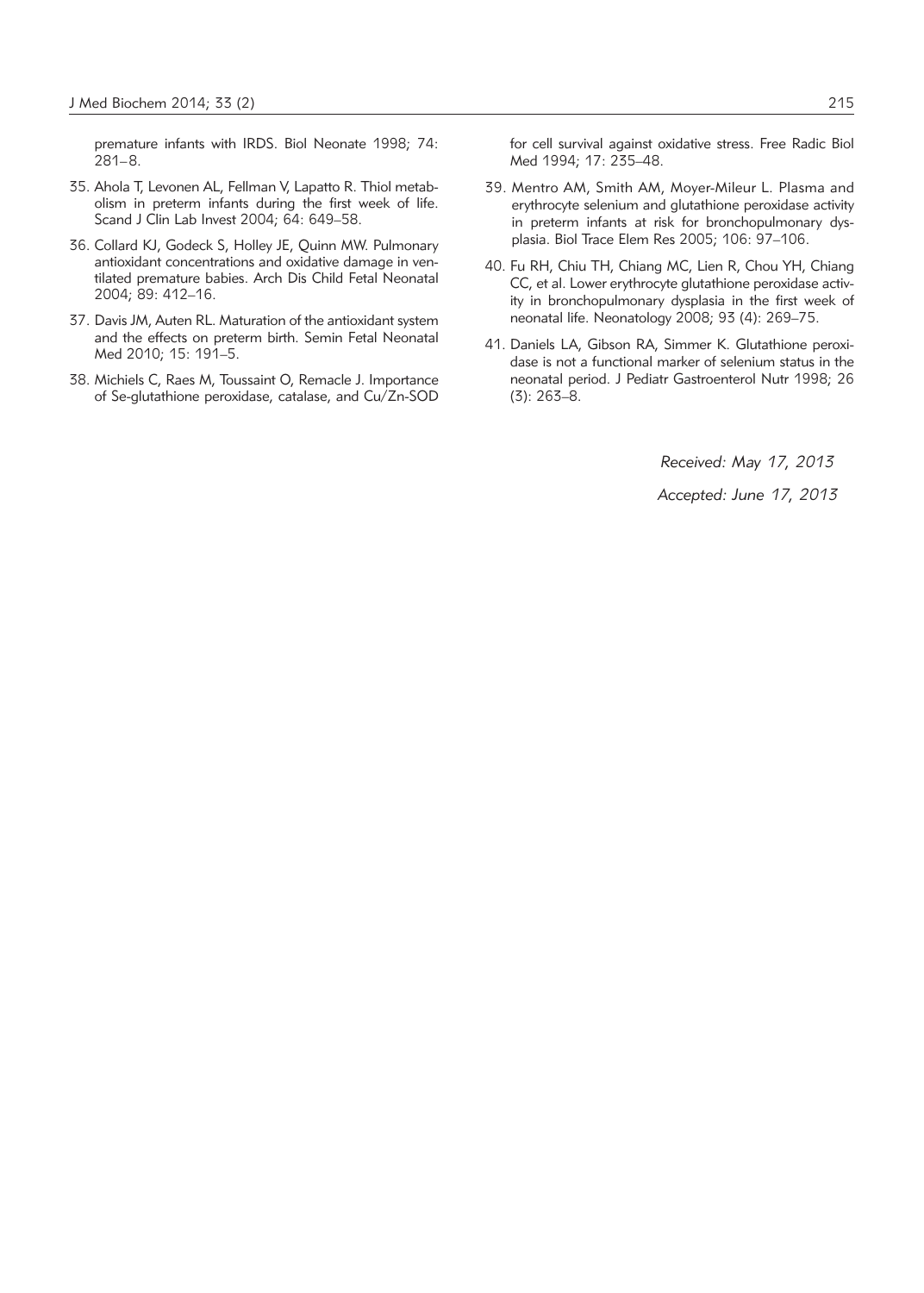premature infants with IRDS. Biol Neonate 1998; 74: 281–8.

35. Ahola T, Levonen AL, Fellman V, Lapatto R. Thiol metabolism in preterm infants during the first week of life. Scand J Clin Lab Invest 2004; 64: 649–58.

36. Collard KJ, Godeck S, Holley JE, Quinn MW. Pulmonary antioxidant concentrations and oxidative damage in ventilated premature babies. Arch Dis Child Fetal Neonatal 2004; 89: 412–16.

37. Davis JM, Auten RL. Maturation of the antioxidant system and the effects on preterm birth. Semin Fetal Neonatal Med 2010; 15: 191–5.

38. Michiels C, Raes M, Toussaint O, Remacle J. Importance of Se-glutathione peroxidase, catalase, and Cu/Zn-SOD for cell survival against oxidative stress. Free Radic Biol Med 1994; 17: 235–48.

39. Mentro AM, Smith AM, Moyer-Mileur L. Plasma and erythrocyte selenium and glutathione peroxidase activity in preterm infants at risk for bronchopulmonary dysplasia. Biol Trace Elem Res 2005; 106: 97–106.

40. Fu RH, Chiu TH, Chiang MC, Lien R, Chou YH, Chiang CC, et al. Lower erythrocyte glutathione peroxidase activity in bronchopulmonary dysplasia in the first week of neonatal life. Neonatology 2008; 93 (4): 269–75.

41. Daniels LA, Gibson RA, Simmer K. Glutathione peroxidase is not a functional marker of selenium status in the neonatal period. J Pediatr Gastroenterol Nutr 1998; 26 (3): 263–8.

*Received: May 17, 2013*

*Accepted: June 17, 2013*